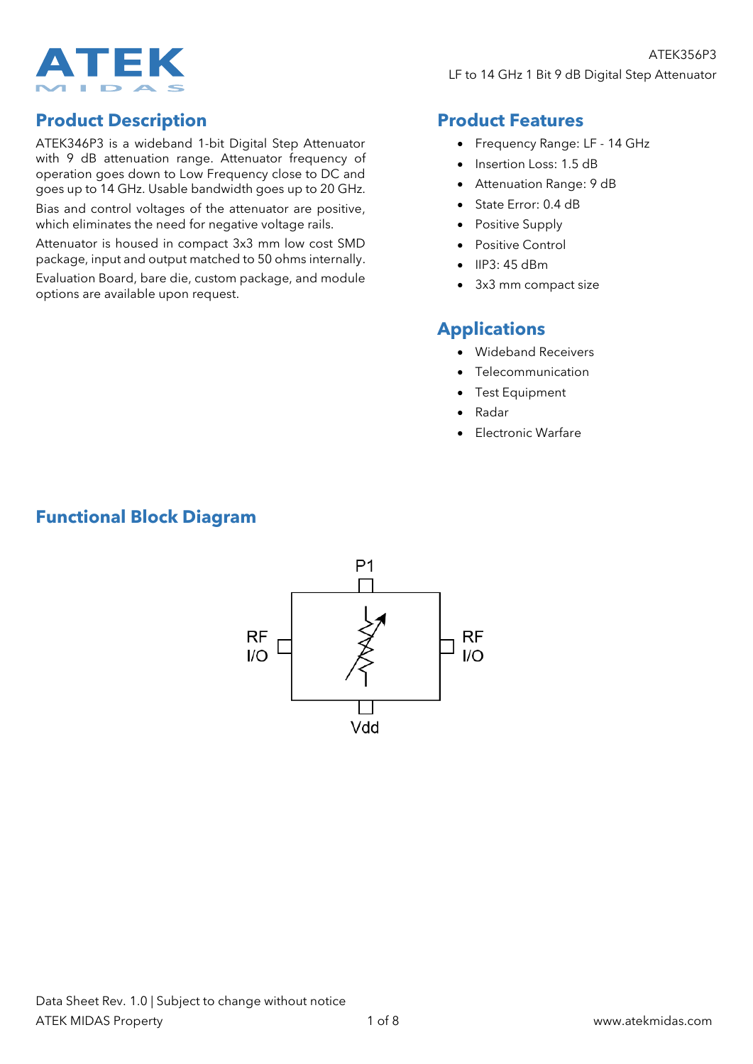ATEK356P3

LF to 14 GHz 1 Bit 9 dB Digital Step Attenuator

## Product Description

ATEK346P3 is a wideband 1-bit Digital Step Attenuator with 9 dB attenuation range. Attenuator frequency of operation goes down to Low Frequency close to DC and goes up to 14 GHz. Usable bandwidth goes up to 20 GHz.

Bias and control voltages of the attenuator are positive, which eliminates the need for negative voltage rails.

Attenuator is housed in compact 3x3 mm low cost SMD package, input and output matched to 50 ohms internally.

Evaluation Board, bare die, custom package, and module options are available upon request.

## Product Features

- Frequency Range: LF - 14 GHz
- Insertion Loss: 1.5 dB
- Attenuation Range: 9 dB
- State Error: 0.4 dB
- Positive Supply
- Positive Control
- IIP3: 45 dBm
- 3x3 mm compact size

## Applications

- Wideband Receivers
- Telecommunication
- Test Equipment
- Radar
- Electronic Warfare

## Functional Block Diagram

P1

RF I/O

RF I/O

Vdd

Data Sheet Rev. 1.0 | Subject to change without notice

ATEK MIDAS Property

www.atekmidas.com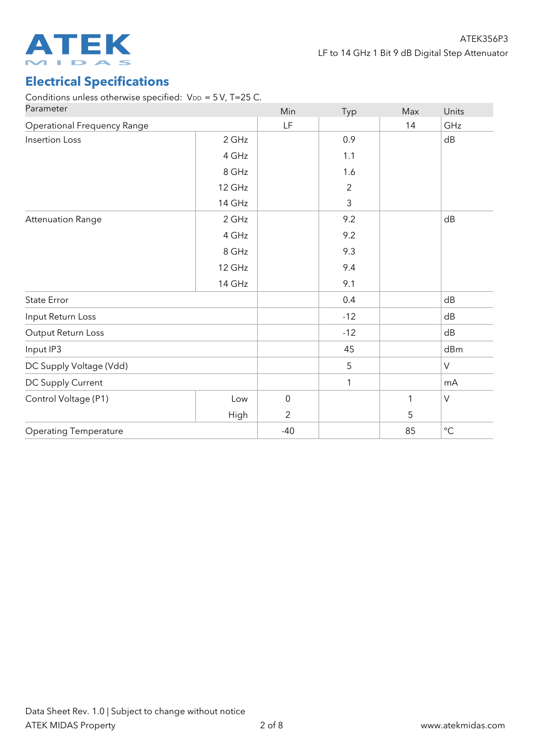## Electrical Specifications

Conditions unless otherwise specified: $V_{DD}$ = 5 V, T=25 C.

| Parameter | | Min | Typ | Max | Units |
|---|---|---|---|---|---|
| Operational Frequency Range | | LF | | 14 | GHz |
| Insertion Loss | 2 GHz | | 0.9 | | dB |
| | 4 GHz | | 1.1 | | |
| | 8 GHz | | 1.6 | | |
| | 12 GHz | | 2 | | |
| | 14 GHz | | 3 | | |
| Attenuation Range | 2 GHz | | 9.2 | | dB |
| | 4 GHz | | 9.2 | | |
| | 8 GHz | | 9.3 | | |
| | 12 GHz | | 9.4 | | |
| | 14 GHz | | 9.1 | | |
| State Error | | | 0.4 | | dB |
| Input Return Loss | | | -12 | | dB |
| Output Return Loss | | | -12 | | dB |
| Input IP3 | | | 45 | | dBm |
| DC Supply Voltage (Vdd) | | | 5 | | V |
| DC Supply Current | | | 1 | | mA |
| Control Voltage (P1) | Low | 0 | | 1 | V |
| | High | 2 | | 5 | |
| Operating Temperature | | -40 | | 85 | °C |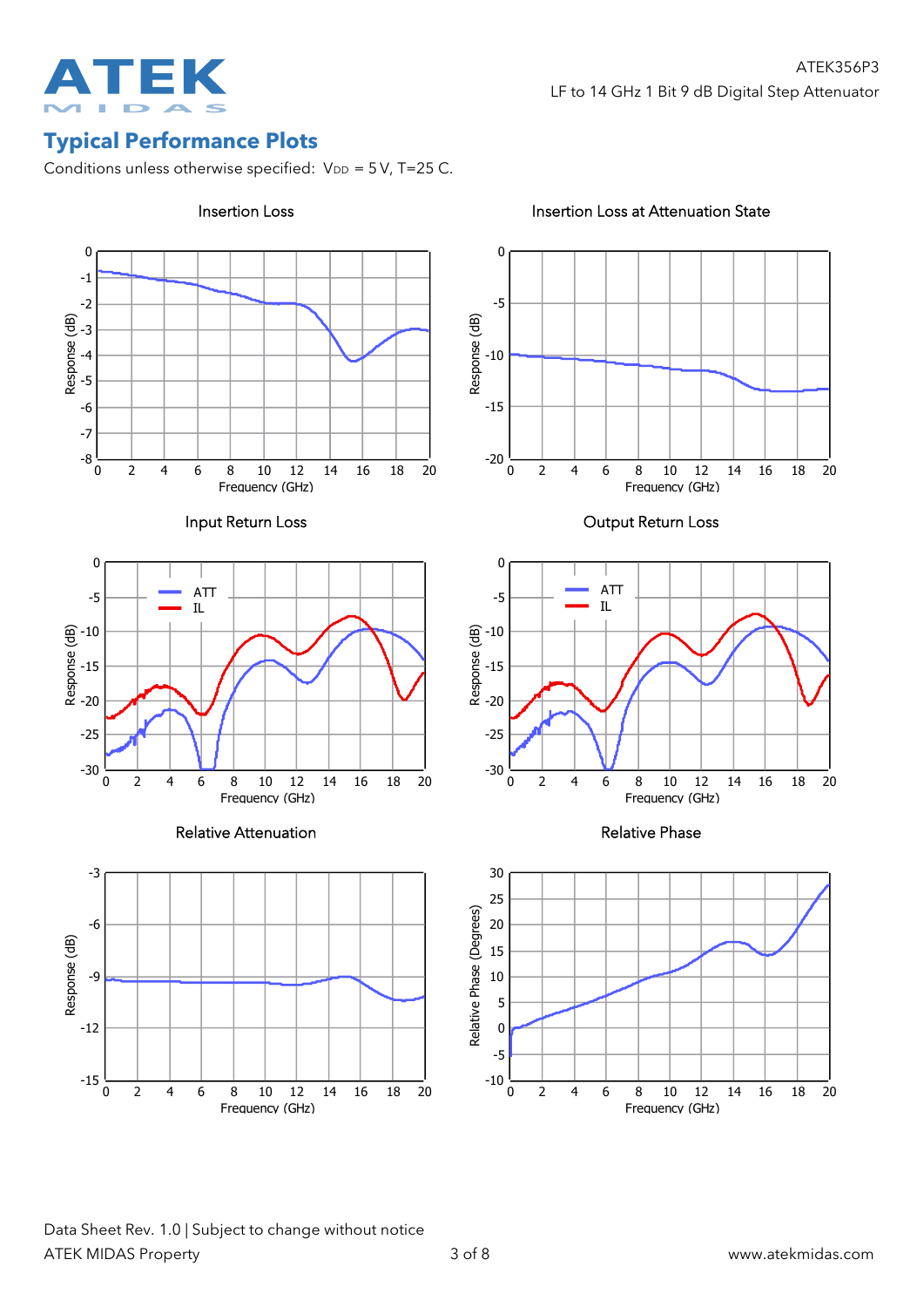## Typical Performance Plots

Conditions unless otherwise specified: $V_{DD}$ = 5 V, T=25 C.

Insertion Loss

Insertion Loss at Attenuation State

Input Return Loss

Output Return Loss

Relative Attenuation

Relative Phase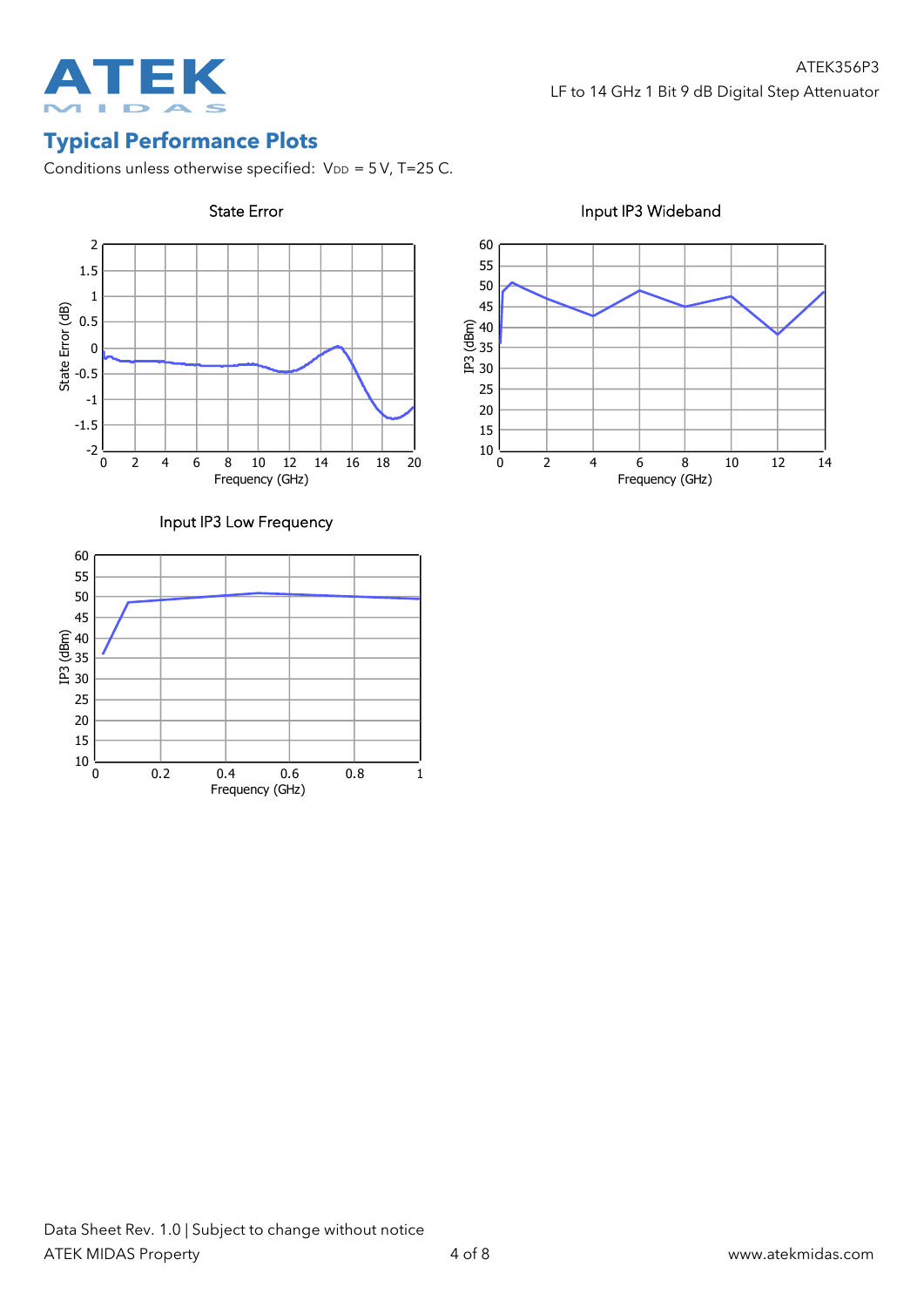## Typical Performance Plots

Conditions unless otherwise specified: $V_{DD}$ = 5 V, T=25 C.

State Error

Input IP3 Wideband

Input IP3 Low Frequency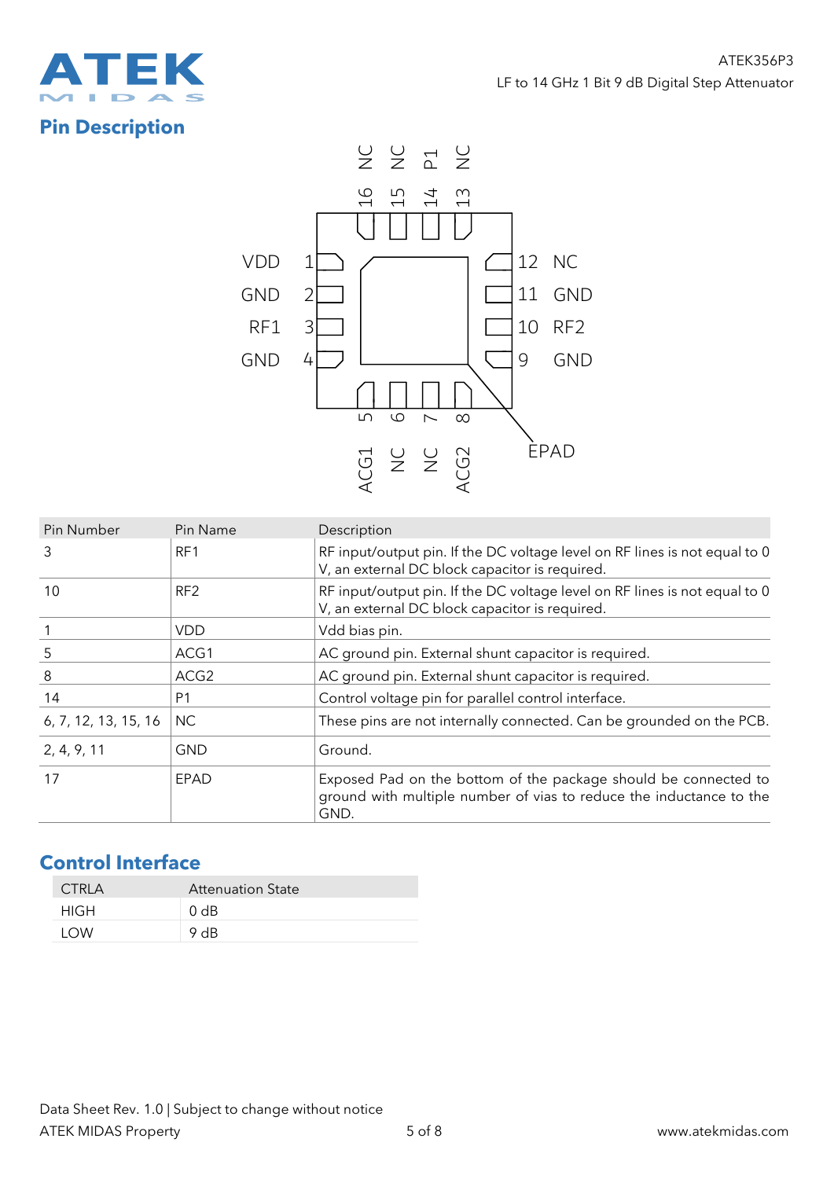## Pin Description

| Pin Number | Pin Name | Description |
|---|---|---|
| 3 | RF1 | RF input/output pin. If the DC voltage level on RF lines is not equal to 0 V, an external DC block capacitor is required. |
| 10 | RF2 | RF input/output pin. If the DC voltage level on RF lines is not equal to 0 V, an external DC block capacitor is required. |
| 1 | VDD | Vdd bias pin. |
| 5 | ACG1 | AC ground pin. External shunt capacitor is required. |
| 8 | ACG2 | AC ground pin. External shunt capacitor is required. |
| 14 | P1 | Control voltage pin for parallel control interface. |
| 6, 7, 12, 13, 15, 16 | NC | These pins are not internally connected. Can be grounded on the PCB. |
| 2, 4, 9, 11 | GND | Ground. |
| 17 | EPAD | Exposed Pad on the bottom of the package should be connected to ground with multiple number of vias to reduce the inductance to the GND. |

## Control Interface

| CTRLA | Attenuation State |
|---|---|
| HIGH | 0 dB |
| LOW | 9 dB |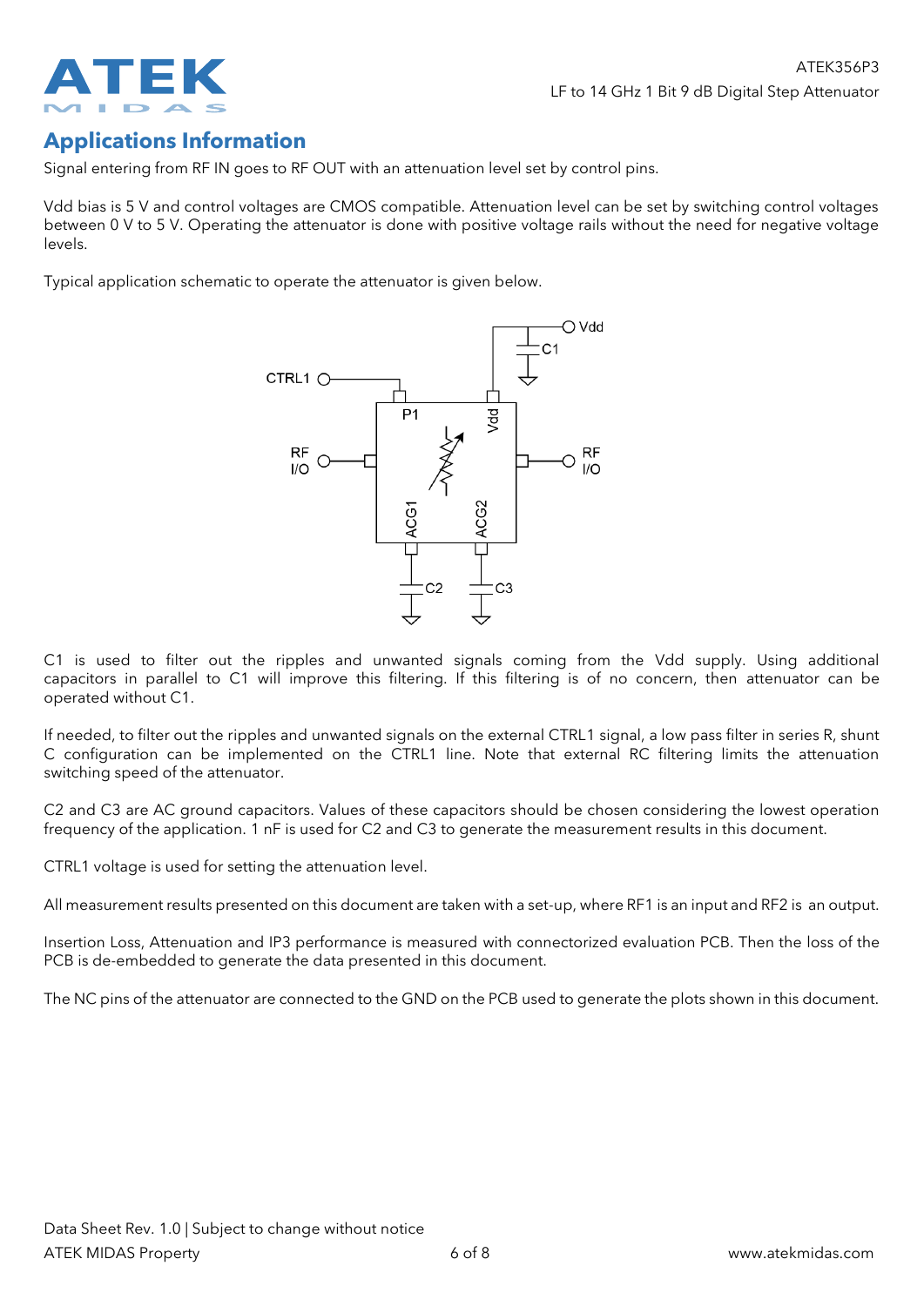## Applications Information

Signal entering from RF IN goes to RF OUT with an attenuation level set by control pins.

Vdd bias is 5 V and control voltages are CMOS compatible. Attenuation level can be set by switching control voltages between 0 V to 5 V. Operating the attenuator is done with positive voltage rails without the need for negative voltage levels.

Typical application schematic to operate the attenuator is given below.

C1 is used to filter out the ripples and unwanted signals coming from the Vdd supply. Using additional capacitors in parallel to C1 will improve this filtering. If this filtering is of no concern, then attenuator can be operated without C1.

If needed, to filter out the ripples and unwanted signals on the external CTRL1 signal, a low pass filter in series R, shunt C configuration can be implemented on the CTRL1 line. Note that external RC filtering limits the attenuation switching speed of the attenuator.

C2 and C3 are AC ground capacitors. Values of these capacitors should be chosen considering the lowest operation frequency of the application. 1 nF is used for C2 and C3 to generate the measurement results in this document.

CTRL1 voltage is used for setting the attenuation level.

All measurement results presented on this document are taken with a set-up, where RF1 is an input and RF2 is an output.

Insertion Loss, Attenuation and IP3 performance is measured with connectorized evaluation PCB. Then the loss of the PCB is de-embedded to generate the data presented in this document.

The NC pins of the attenuator are connected to the GND on the PCB used to generate the plots shown in this document.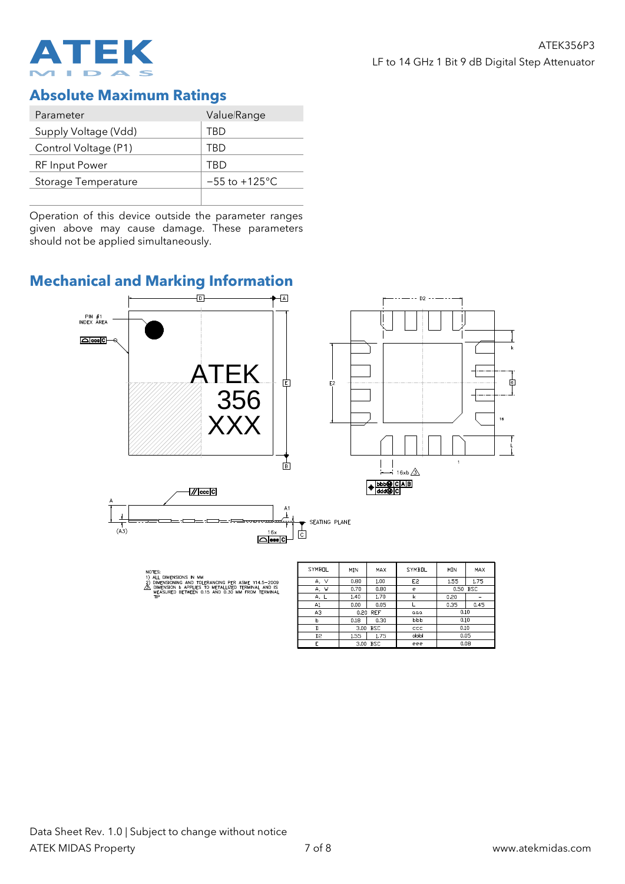## Absolute Maximum Ratings

| Parameter | Value/Range |
|---|---|
| Supply Voltage (Vdd) | TBD |
| Control Voltage (P1) | TBD |
| RF Input Power | TBD |
| Storage Temperature | −55 to +125°C |
| | |

Operation of this device outside the parameter ranges given above may cause damage. These parameters should not be applied simultaneously.

## Mechanical and Marking Information

NOTES:
1) ALL DIMENSIONS IN MM
2) DIMENSIONING AND TOLERANCING PER ASME Y14.5–2009
3) DIMENSION b APPLIES TO METALLIZED TERMINAL AND IS MEASURED BETWEEN 0.15 AND 0.30 MM FROM TERMINAL TIP

| SYMBOL | MIN | MAX | SYMBOL | MIN | MAX |
|---|---|---|---|---|---|
| A, V | 0.80 | 1.00 | E2 | 1.55 | 1.75 |
| A, W | 0.70 | 0.80 | e | 0.50 BSC | |
| A, L | 1.40 | 1.70 | k | 0.20 | – |
| A1 | 0.00 | 0.05 | L | 0.35 | 0.45 |
| A3 | 0.20 REF | | aaa | 0.10 | |
| b | 0.18 | 0.30 | bbb | 0.10 | |
| D | 3.00 BSC | | ccc | 0.10 | |
| D2 | 1.55 | 1.75 | ddd | 0.05 | |
| E | 3.00 BSC | | eee | 0.08 | |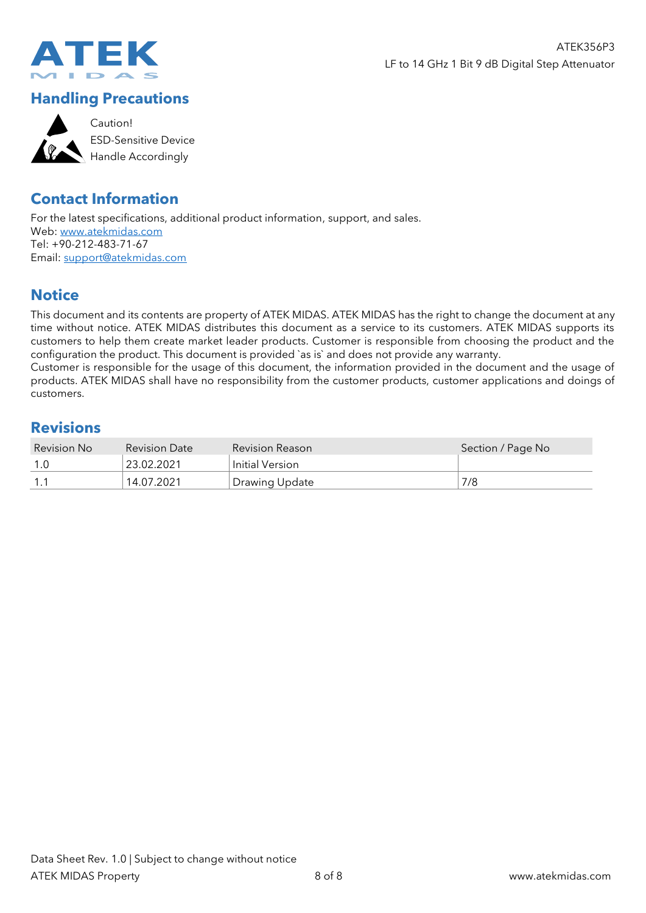## Handling Precautions

Caution!
ESD-Sensitive Device
Handle Accordingly

## Contact Information

For the latest specifications, additional product information, support, and sales.
Web: www.atekmidas.com
Tel: +90-212-483-71-67
Email: support@atekmidas.com

## Notice

This document and its contents are property of ATEK MIDAS. ATEK MIDAS has the right to change the document at any time without notice. ATEK MIDAS distributes this document as a service to its customers. ATEK MIDAS supports its customers to help them create market leader products. Customer is responsible from choosing the product and the configuration the product. This document is provided `as is` and does not provide any warranty.
Customer is responsible for the usage of this document, the information provided in the document and the usage of products. ATEK MIDAS shall have no responsibility from the customer products, customer applications and doings of customers.

## Revisions

| Revision No | Revision Date | Revision Reason | Section / Page No |
|---|---|---|---|
| 1.0 | 23.02.2021 | Initial Version | |
| 1.1 | 14.07.2021 | Drawing Update | 7/8 |